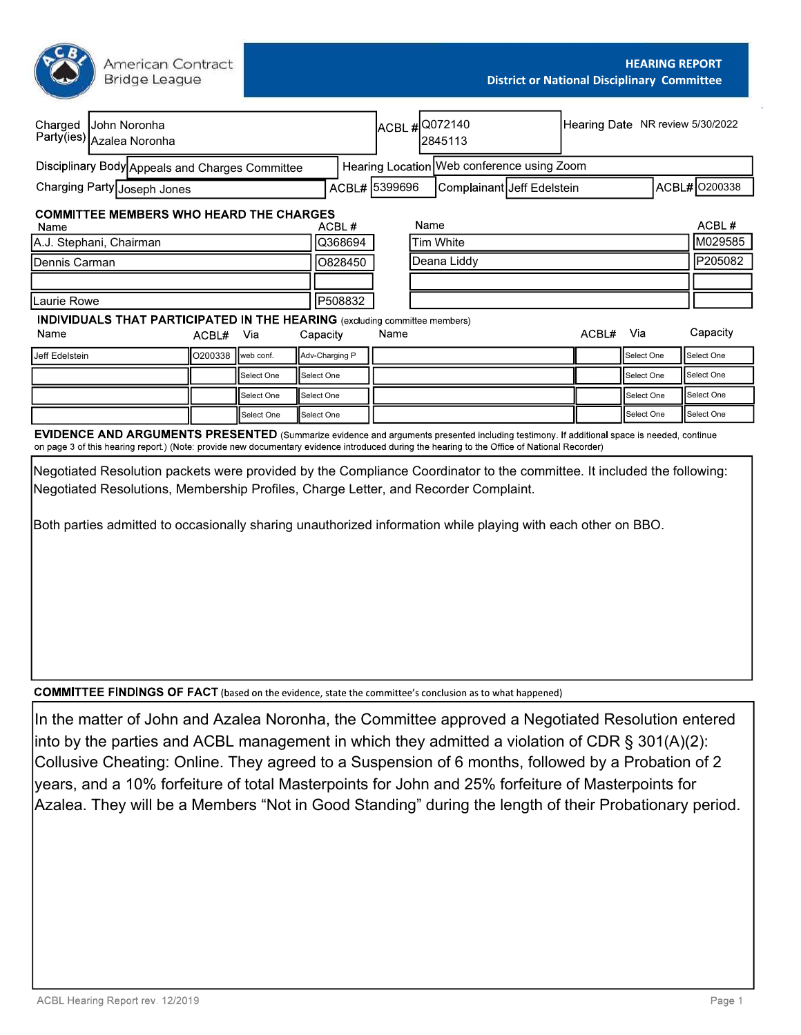American Contract Bridge League

**HEARING REPORT**
**District or National Disciplinary Committee**

| | | | | | |
|---|---|---|---|---|---|
| Charged Party(ies) | John Noronha<br>Azalea Noronha | ACBL # | Q072140<br>2845113 | Hearing Date | NR review 5/30/2022 |
| Disciplinary Body | Appeals and Charges Committee | Hearing Location | Web conference using Zoom | | |
| Charging Party | Joseph Jones | ACBL# | 5399696 | Complainant | Jeff Edelstein | ACBL# O200338 |

**COMMITTEE MEMBERS WHO HEARD THE CHARGES**

| Name | ACBL # | Name | ACBL # |
|---|---|---|---|
| A.J. Stephani, Chairman | Q368694 | Tim White | M029585 |
| Dennis Carman | O828450 | Deana Liddy | P205082 |
| | | | |
| Laurie Rowe | P508832 | | |

**INDIVIDUALS THAT PARTICIPATED IN THE HEARING** (excluding committee members)

| Name | ACBL# | Via | Capacity | Name | ACBL# | Via | Capacity |
|---|---|---|---|---|---|---|---|
| Jeff Edelstein | O200338 | web conf. | Adv-Charging P | | | Select One | Select One |
| | | Select One | Select One | | | Select One | Select One |
| | | Select One | Select One | | | Select One | Select One |
| | | Select One | Select One | | | Select One | Select One |

**EVIDENCE AND ARGUMENTS PRESENTED** (Summarize evidence and arguments presented including testimony. If additional space is needed, continue on page 3 of this hearing report.) (Note: provide new documentary evidence introduced during the hearing to the Office of National Recorder)

Negotiated Resolution packets were provided by the Compliance Coordinator to the committee. It included the following: Negotiated Resolutions, Membership Profiles, Charge Letter, and Recorder Complaint.

Both parties admitted to occasionally sharing unauthorized information while playing with each other on BBO.

**COMMITTEE FINDINGS OF FACT** (based on the evidence, state the committee's conclusion as to what happened)

In the matter of John and Azalea Noronha, the Committee approved a Negotiated Resolution entered into by the parties and ACBL management in which they admitted a violation of CDR § 301(A)(2): Collusive Cheating: Online. They agreed to a Suspension of 6 months, followed by a Probation of 2 years, and a 10% forfeiture of total Masterpoints for John and 25% forfeiture of Masterpoints for Azalea. They will be a Members "Not in Good Standing" during the length of their Probationary period.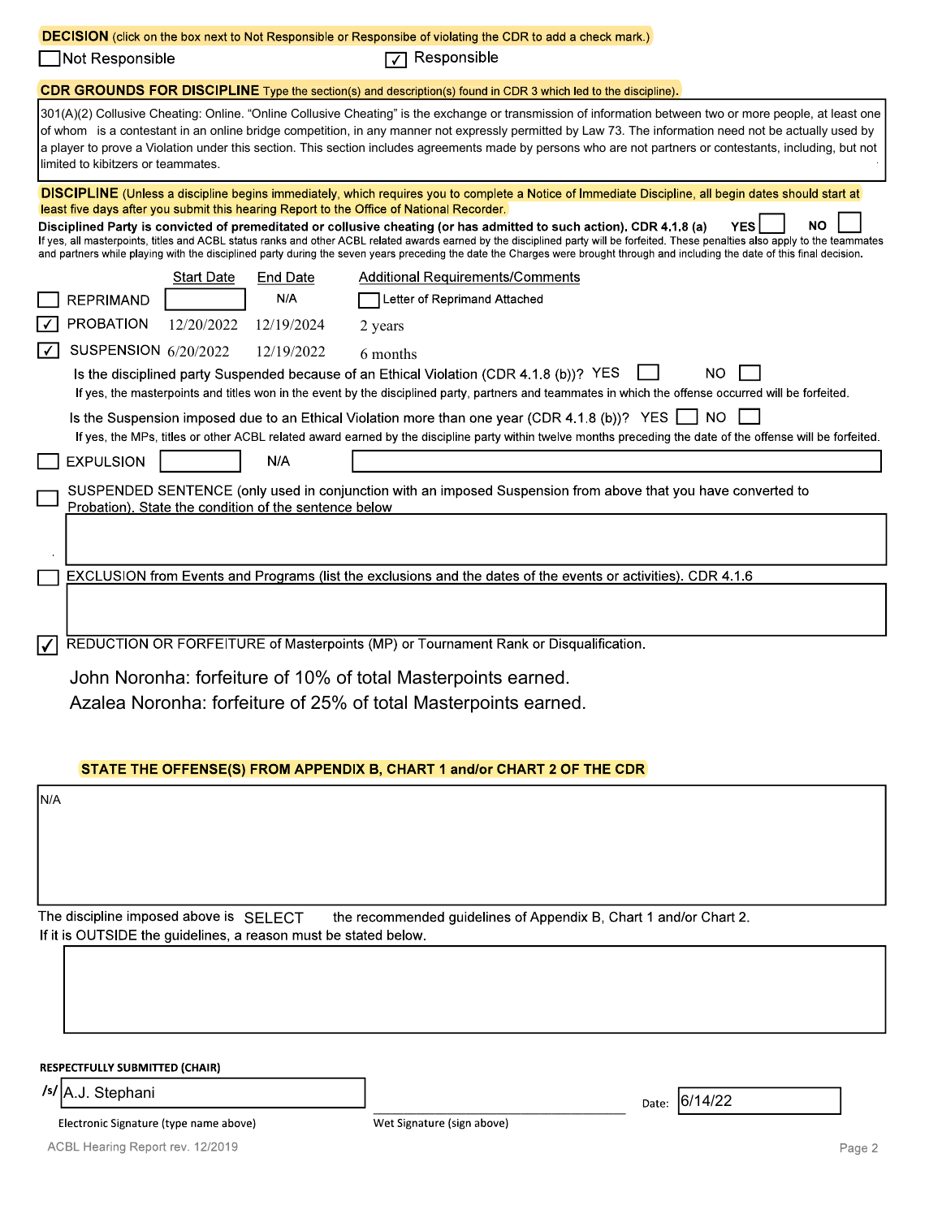**DECISION** (click on the box next to Not Responsible or Responsibe of violating the CDR to add a check mark.)

☐ Not Responsible ☑ Responsible

**CDR GROUNDS FOR DISCIPLINE** Type the section(s) and description(s) found in CDR 3 which led to the discipline).

301(A)(2) Collusive Cheating: Online. "Online Collusive Cheating" is the exchange or transmission of information between two or more people, at least one of whom is a contestant in an online bridge competition, in any manner not expressly permitted by Law 73. The information need not be actually used by a player to prove a Violation under this section. This section includes agreements made by persons who are not partners or contestants, including, but not limited to kibitzers or teammates.

**DISCIPLINE** (Unless a discipline begins immediately, which requires you to complete a Notice of Immediate Discipline, all begin dates should start at least five days after you submit this hearing Report to the Office of National Recorder.

**Disciplined Party is convicted of premeditated or collusive cheating (or has admitted to such action). CDR 4.1.8 (a)** YES ☐ NO ☐

If yes, all masterpoints, titles and ACBL status ranks and other ACBL related awards earned by the disciplined party will be forfeited. These penalties also apply to the teammates and partners while playing with the disciplined party during the seven years preceding the date the Charges were brought through and including the date of this final decision.

| | Start Date | End Date | Additional Requirements/Comments |
|---|---|---|---|
| ☐ REPRIMAND | | N/A | ☐ Letter of Reprimand Attached |
| ☑ PROBATION | 12/20/2022 | 12/19/2024 | 2 years |
| ☑ SUSPENSION | 6/20/2022 | 12/19/2022 | 6 months |

Is the disciplined party Suspended because of an Ethical Violation (CDR 4.1.8 (b))? YES ☐ NO ☐

If yes, the masterpoints and titles won in the event by the disciplined party, partners and teammates in which the offense occurred will be forfeited.

Is the Suspension imposed due to an Ethical Violation more than one year (CDR 4.1.8 (b))? YES ☐ NO ☐

If yes, the MPs, titles or other ACBL related award earned by the discipline party within twelve months preceding the date of the offense will be forfeited.

☐ EXPULSION N/A

☐ SUSPENDED SENTENCE (only used in conjunction with an imposed Suspension from above that you have converted to Probation). State the condition of the sentence below

☐ EXCLUSION from Events and Programs (list the exclusions and the dates of the events or activities). CDR 4.1.6

☑ REDUCTION OR FORFEITURE of Masterpoints (MP) or Tournament Rank or Disqualification.

John Noronha: forfeiture of 10% of total Masterpoints earned.
Azalea Noronha: forfeiture of 25% of total Masterpoints earned.

**STATE THE OFFENSE(S) FROM APPENDIX B, CHART 1 and/or CHART 2 OF THE CDR**

N/A

The discipline imposed above is SELECT the recommended guidelines of Appendix B, Chart 1 and/or Chart 2.
If it is OUTSIDE the guidelines, a reason must be stated below.

**RESPECTFULLY SUBMITTED (CHAIR)**

/s/ A.J. Stephani

Electronic Signature (type name above)

Wet Signature (sign above)

Date: 6/14/22

ACBL Hearing Report rev. 12/2019